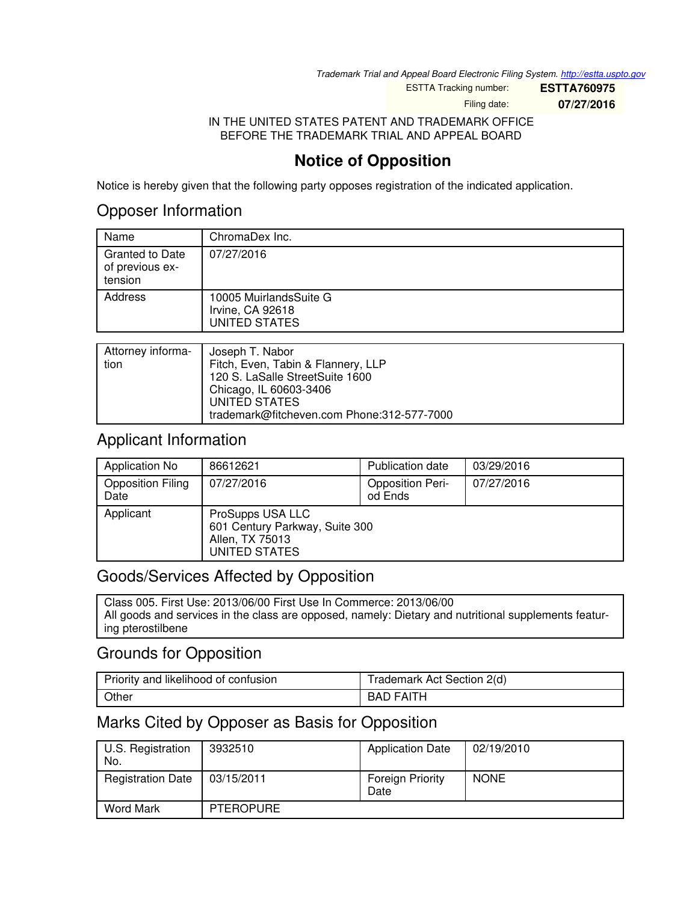*Trademark Trial and Appeal Board Electronic Filing System. http://estta.uspto.gov*

ESTTA Tracking number: **ESTTA760975**

Filing date: **07/27/2016**

IN THE UNITED STATES PATENT AND TRADEMARK OFFICE
BEFORE THE TRADEMARK TRIAL AND APPEAL BOARD

# Notice of Opposition

Notice is hereby given that the following party opposes registration of the indicated application.

## Opposer Information

| | |
|---|---|
| Name | ChromaDex Inc. |
| Granted to Date of previous extension | 07/27/2016 |
| Address | 10005 MuirlandsSuite G<br>Irvine, CA 92618<br>UNITED STATES |

| | |
|---|---|
| Attorney information | Joseph T. Nabor<br>Fitch, Even, Tabin & Flannery, LLP<br>120 S. LaSalle StreetSuite 1600<br>Chicago, IL 60603-3406<br>UNITED STATES<br>trademark@fitcheven.com Phone:312-577-7000 |

## Applicant Information

| | | | |
|---|---|---|---|
| Application No | 86612621 | Publication date | 03/29/2016 |
| Opposition Filing Date | 07/27/2016 | Opposition Period Ends | 07/27/2016 |
| Applicant | ProSupps USA LLC<br>601 Century Parkway, Suite 300<br>Allen, TX 75013<br>UNITED STATES | | |

## Goods/Services Affected by Opposition

Class 005. First Use: 2013/06/00 First Use In Commerce: 2013/06/00
All goods and services in the class are opposed, namely: Dietary and nutritional supplements featuring pterostilbene

## Grounds for Opposition

| | |
|---|---|
| Priority and likelihood of confusion | Trademark Act Section 2(d) |
| Other | BAD FAITH |

## Marks Cited by Opposer as Basis for Opposition

| | | | |
|---|---|---|---|
| U.S. Registration No. | 3932510 | Application Date | 02/19/2010 |
| Registration Date | 03/15/2011 | Foreign Priority Date | NONE |
| Word Mark | PTEROPURE | | |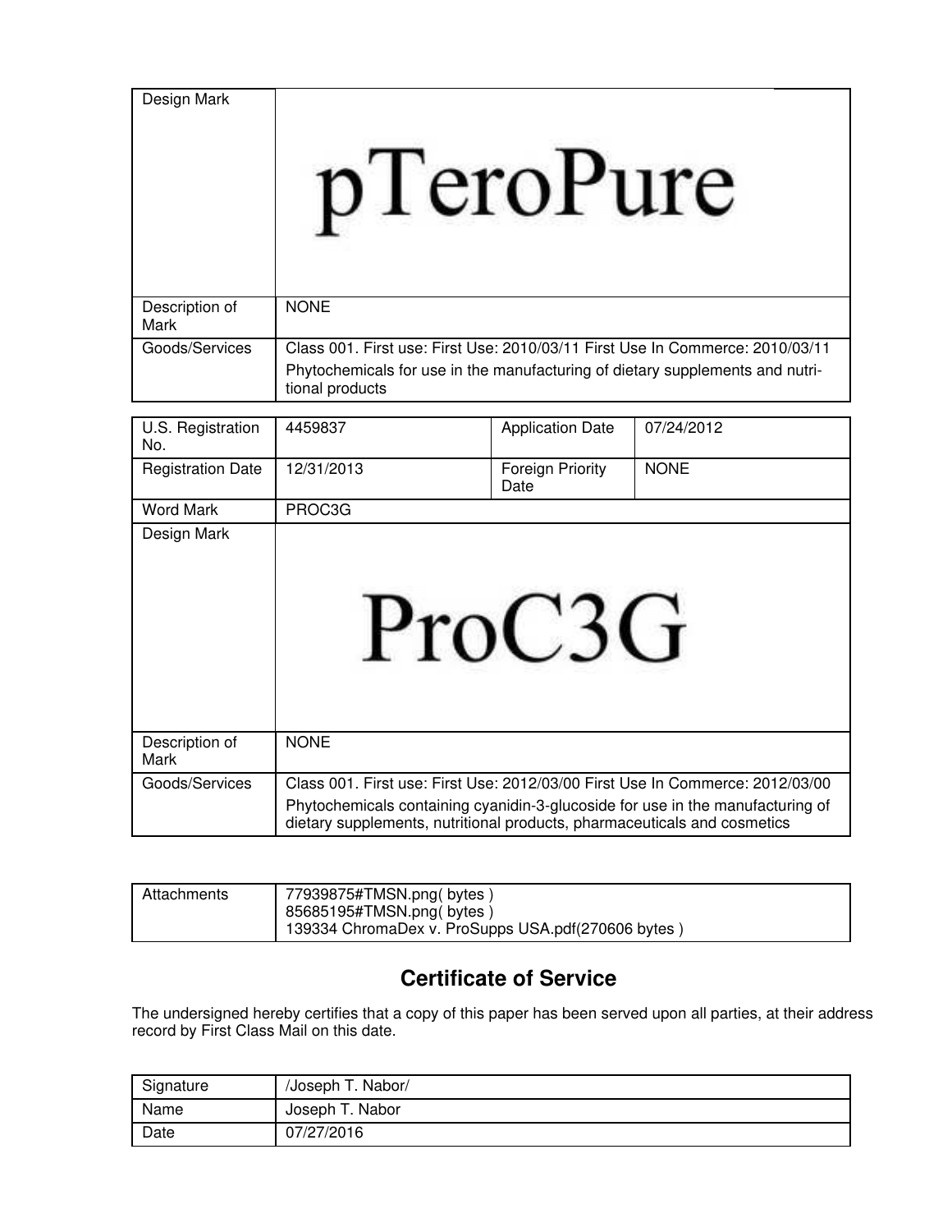| | |
|---|---|
| Design Mark | pTeroPure |
| Description of Mark | NONE |
| Goods/Services | Class 001. First use: First Use: 2010/03/11 First Use In Commerce: 2010/03/11<br>Phytochemicals for use in the manufacturing of dietary supplements and nutritional products |

| | | | |
|---|---|---|---|
| U.S. Registration No. | 4459837 | Application Date | 07/24/2012 |
| Registration Date | 12/31/2013 | Foreign Priority Date | NONE |
| Word Mark | PROC3G | | |
| Design Mark | ProC3G | | |
| Description of Mark | NONE | | |
| Goods/Services | Class 001. First use: First Use: 2012/03/00 First Use In Commerce: 2012/03/00<br>Phytochemicals containing cyanidin-3-glucoside for use in the manufacturing of dietary supplements, nutritional products, pharmaceuticals and cosmetics | | |

| | |
|---|---|
| Attachments | 77939875#TMSN.png( bytes )<br>85685195#TMSN.png( bytes )<br>139334 ChromaDex v. ProSupps USA.pdf(270606 bytes ) |

## Certificate of Service

The undersigned hereby certifies that a copy of this paper has been served upon all parties, at their address record by First Class Mail on this date.

| | |
|---|---|
| Signature | /Joseph T. Nabor/ |
| Name | Joseph T. Nabor |
| Date | 07/27/2016 |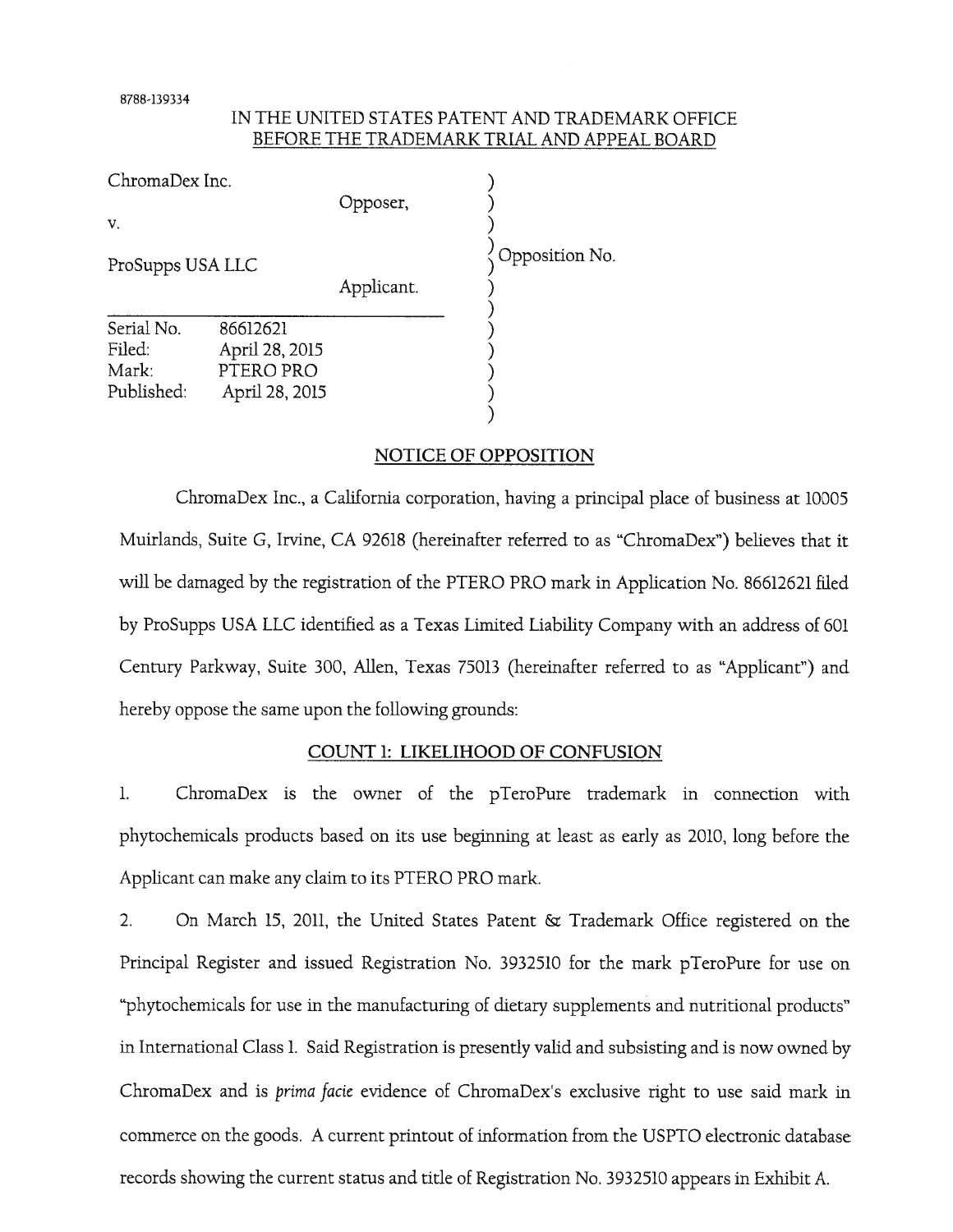8788-139334

IN THE UNITED STATES PATENT AND TRADEMARK OFFICE
BEFORE THE TRADEMARK TRIAL AND APPEAL BOARD

| | | |
|---|---|---|
| ChromaDex Inc. | | |
| | Opposer, | |
| v. | | Opposition No. |
| ProSupps USA LLC | | |
| | Applicant. | |
| Serial No. | 86612621 | |
| Filed: | April 28, 2015 | |
| Mark: | PTERO PRO | |
| Published: | April 28, 2015 | |

## NOTICE OF OPPOSITION

ChromaDex Inc., a California corporation, having a principal place of business at 10005 Muirlands, Suite G, Irvine, CA 92618 (hereinafter referred to as "ChromaDex") believes that it will be damaged by the registration of the PTERO PRO mark in Application No. 86612621 filed by ProSupps USA LLC identified as a Texas Limited Liability Company with an address of 601 Century Parkway, Suite 300, Allen, Texas 75013 (hereinafter referred to as "Applicant") and hereby oppose the same upon the following grounds:

### COUNT 1: LIKELIHOOD OF CONFUSION

1. ChromaDex is the owner of the pTeroPure trademark in connection with phytochemicals products based on its use beginning at least as early as 2010, long before the Applicant can make any claim to its PTERO PRO mark.

2. On March 15, 2011, the United States Patent & Trademark Office registered on the Principal Register and issued Registration No. 3932510 for the mark pTeroPure for use on "phytochemicals for use in the manufacturing of dietary supplements and nutritional products" in International Class 1. Said Registration is presently valid and subsisting and is now owned by ChromaDex and is *prima facie* evidence of ChromaDex's exclusive right to use said mark in commerce on the goods. A current printout of information from the USPTO electronic database records showing the current status and title of Registration No. 3932510 appears in Exhibit A.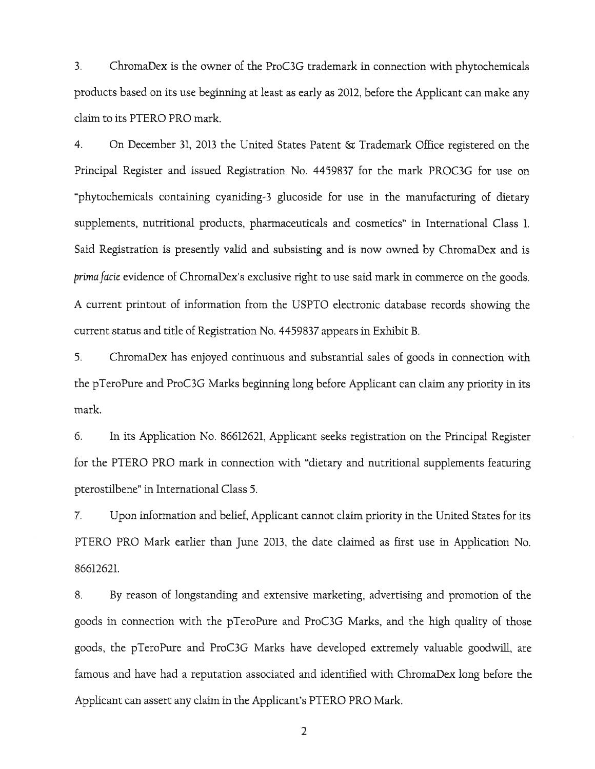3. ChromaDex is the owner of the ProC3G trademark in connection with phytochemicals products based on its use beginning at least as early as 2012, before the Applicant can make any claim to its PTERO PRO mark.

4. On December 31, 2013 the United States Patent & Trademark Office registered on the Principal Register and issued Registration No. 4459837 for the mark PROC3G for use on "phytochemicals containing cyaniding-3 glucoside for use in the manufacturing of dietary supplements, nutritional products, pharmaceuticals and cosmetics" in International Class 1. Said Registration is presently valid and subsisting and is now owned by ChromaDex and is *prima facie* evidence of ChromaDex's exclusive right to use said mark in commerce on the goods. A current printout of information from the USPTO electronic database records showing the current status and title of Registration No. 4459837 appears in Exhibit B.

5. ChromaDex has enjoyed continuous and substantial sales of goods in connection with the pTeroPure and ProC3G Marks beginning long before Applicant can claim any priority in its mark.

6. In its Application No. 86612621, Applicant seeks registration on the Principal Register for the PTERO PRO mark in connection with "dietary and nutritional supplements featuring pterostilbene" in International Class 5.

7. Upon information and belief, Applicant cannot claim priority in the United States for its PTERO PRO Mark earlier than June 2013, the date claimed as first use in Application No. 86612621.

8. By reason of longstanding and extensive marketing, advertising and promotion of the goods in connection with the pTeroPure and ProC3G Marks, and the high quality of those goods, the pTeroPure and ProC3G Marks have developed extremely valuable goodwill, are famous and have had a reputation associated and identified with ChromaDex long before the Applicant can assert any claim in the Applicant's PTERO PRO Mark.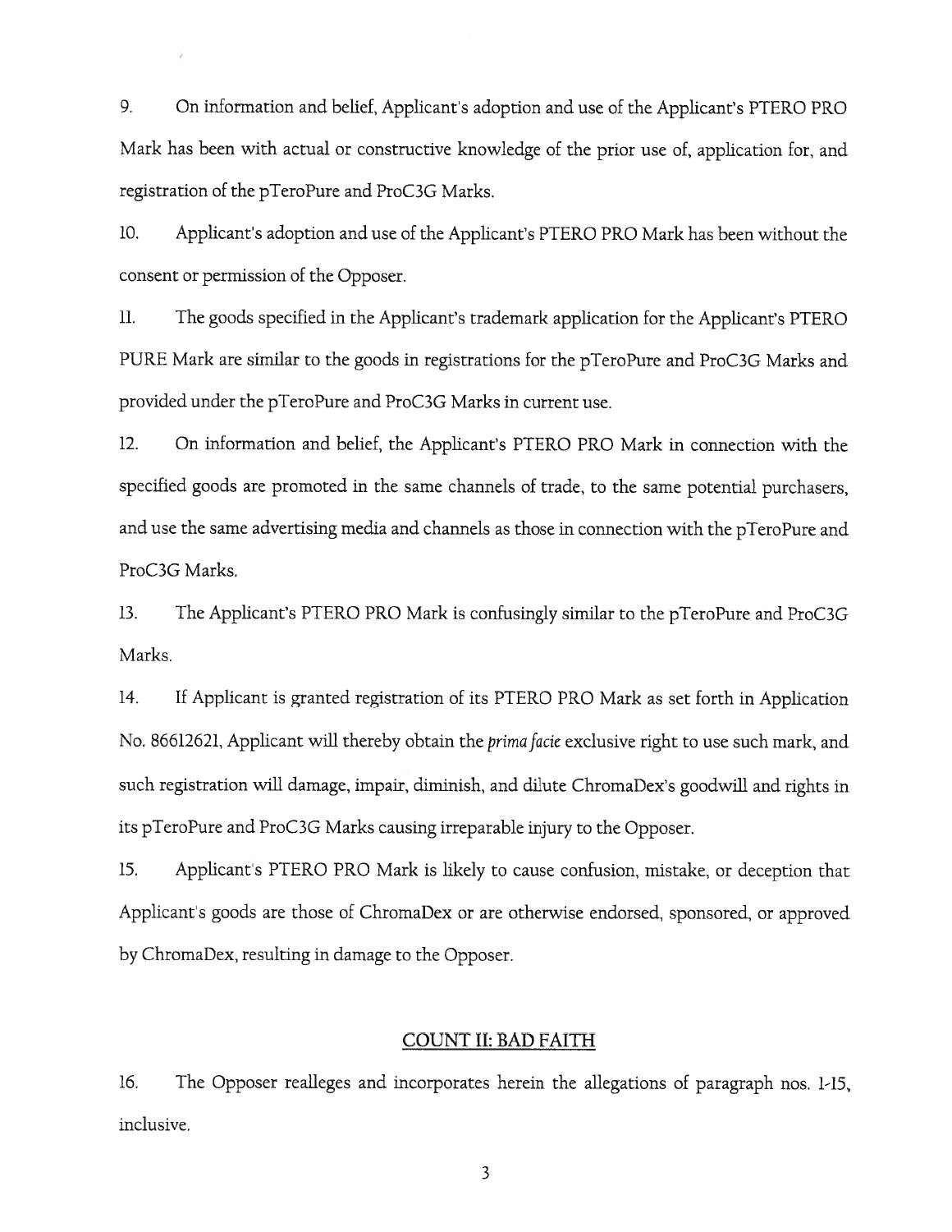9. On information and belief, Applicant's adoption and use of the Applicant's PTERO PRO Mark has been with actual or constructive knowledge of the prior use of, application for, and registration of the pTeroPure and ProC3G Marks.

10. Applicant's adoption and use of the Applicant's PTERO PRO Mark has been without the consent or permission of the Opposer.

11. The goods specified in the Applicant's trademark application for the Applicant's PTERO PURE Mark are similar to the goods in registrations for the pTeroPure and ProC3G Marks and provided under the pTeroPure and ProC3G Marks in current use.

12. On information and belief, the Applicant's PTERO PRO Mark in connection with the specified goods are promoted in the same channels of trade, to the same potential purchasers, and use the same advertising media and channels as those in connection with the pTeroPure and ProC3G Marks.

13. The Applicant's PTERO PRO Mark is confusingly similar to the pTeroPure and ProC3G Marks.

14. If Applicant is granted registration of its PTERO PRO Mark as set forth in Application No. 86612621, Applicant will thereby obtain the *prima facie* exclusive right to use such mark, and such registration will damage, impair, diminish, and dilute ChromaDex's goodwill and rights in its pTeroPure and ProC3G Marks causing irreparable injury to the Opposer.

15. Applicant's PTERO PRO Mark is likely to cause confusion, mistake, or deception that Applicant's goods are those of ChromaDex or are otherwise endorsed, sponsored, or approved by ChromaDex, resulting in damage to the Opposer.

## COUNT II: BAD FAITH

16. The Opposer realleges and incorporates herein the allegations of paragraph nos. 1-15, inclusive.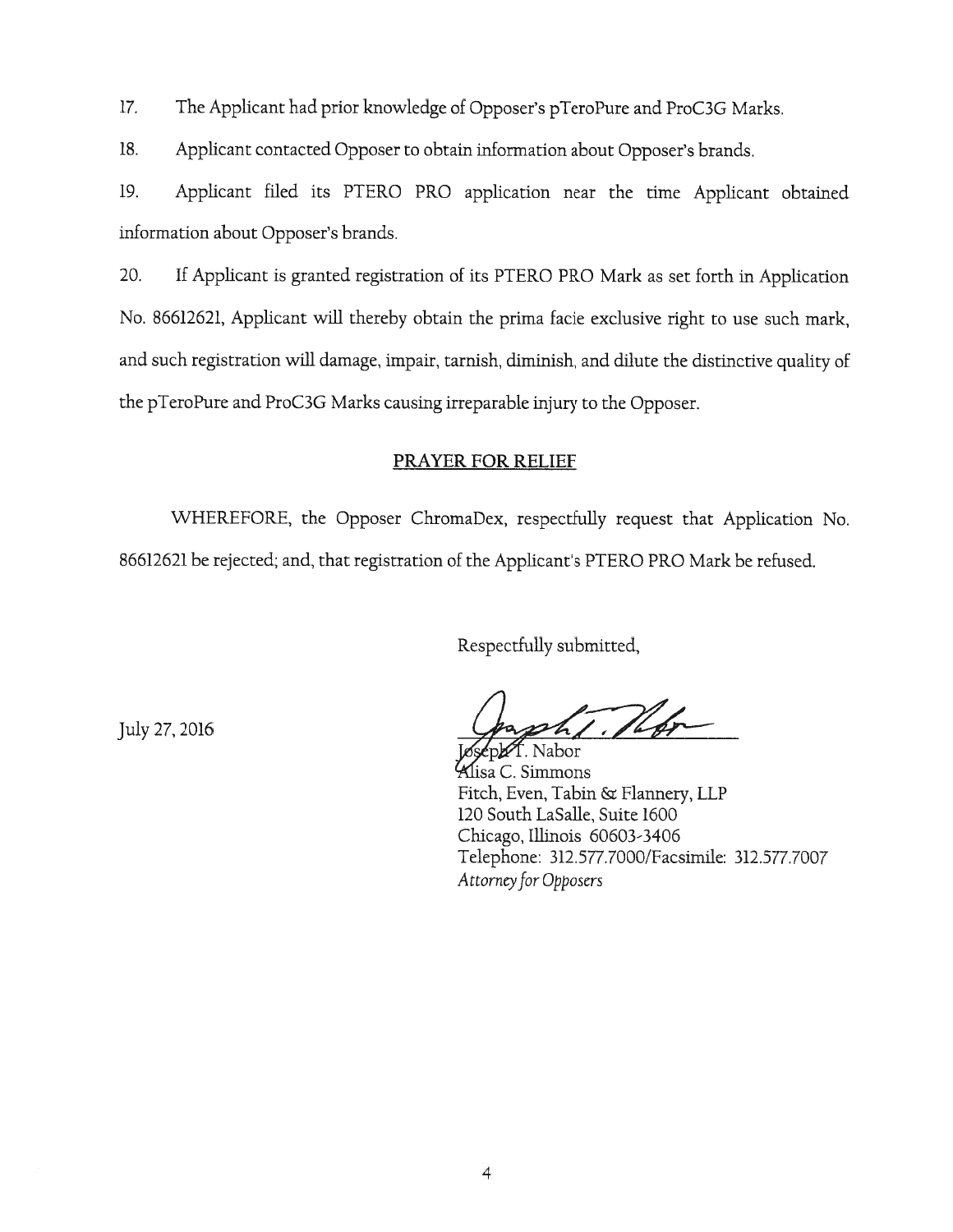17. The Applicant had prior knowledge of Opposer's pTeroPure and ProC3G Marks.

18. Applicant contacted Opposer to obtain information about Opposer's brands.

19. Applicant filed its PTERO PRO application near the time Applicant obtained information about Opposer's brands.

20. If Applicant is granted registration of its PTERO PRO Mark as set forth in Application No. 86612621, Applicant will thereby obtain the prima facie exclusive right to use such mark, and such registration will damage, impair, tarnish, diminish, and dilute the distinctive quality of the pTeroPure and ProC3G Marks causing irreparable injury to the Opposer.

## PRAYER FOR RELIEF

WHEREFORE, the Opposer ChromaDex, respectfully request that Application No. 86612621 be rejected; and, that registration of the Applicant's PTERO PRO Mark be refused.

Respectfully submitted,

July 27, 2016

Joseph T. Nabor
Alisa C. Simmons
Fitch, Even, Tabin & Flannery, LLP
120 South LaSalle, Suite 1600
Chicago, Illinois 60603-3406
Telephone: 312.577.7000/Facsimile: 312.577.7007
*Attorney for Opposers*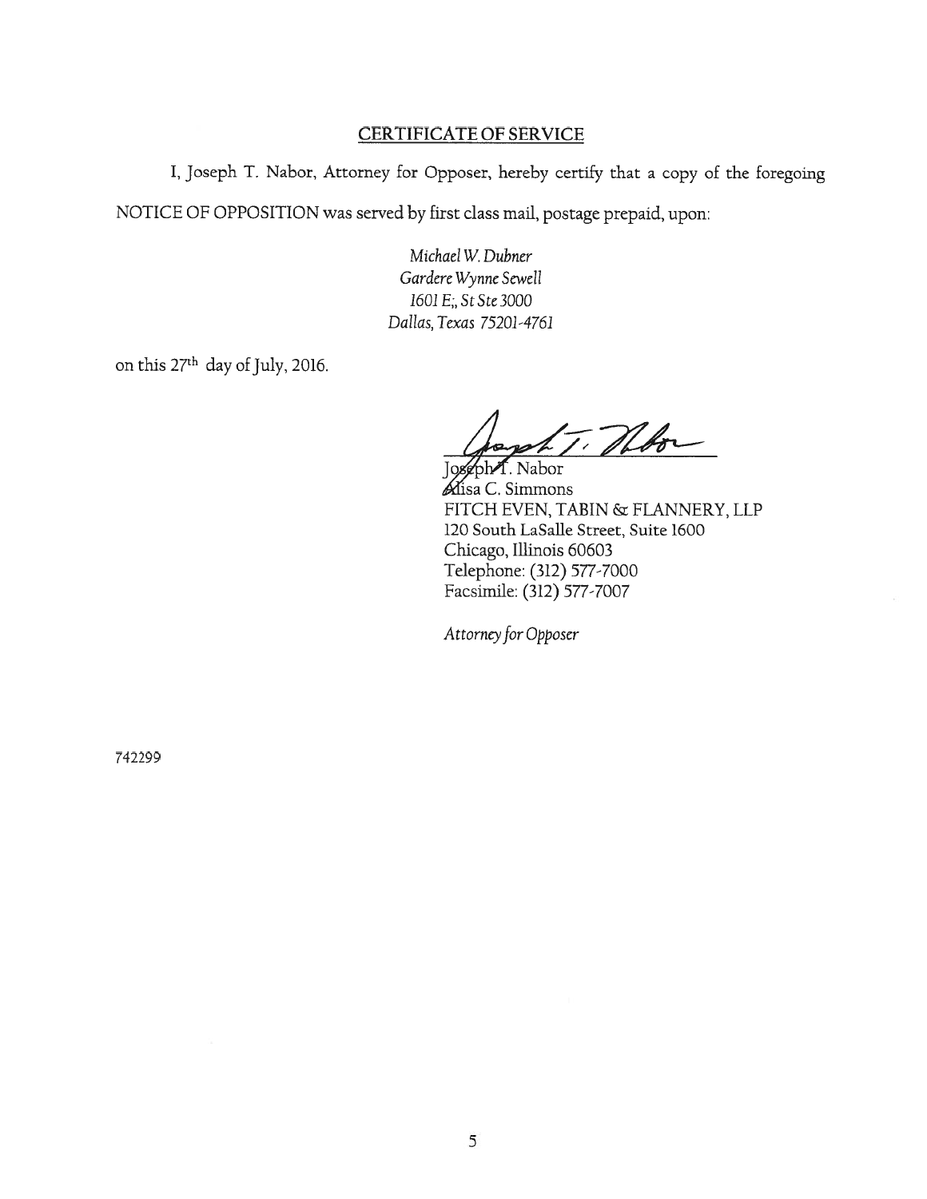## CERTIFICATE OF SERVICE

I, Joseph T. Nabor, Attorney for Opposer, hereby certify that a copy of the foregoing NOTICE OF OPPOSITION was served by first class mail, postage prepaid, upon:

*Michael W. Dubner*
*Gardere Wynne Sewell*
*1601 E;, St Ste 3000*
*Dallas, Texas 75201-4761*

on this 27th day of July, 2016.

Joseph T. Nabor
Alisa C. Simmons
FITCH EVEN, TABIN & FLANNERY, LLP
120 South LaSalle Street, Suite 1600
Chicago, Illinois 60603
Telephone: (312) 577-7000
Facsimile: (312) 577-7007

*Attorney for Opposer*

742299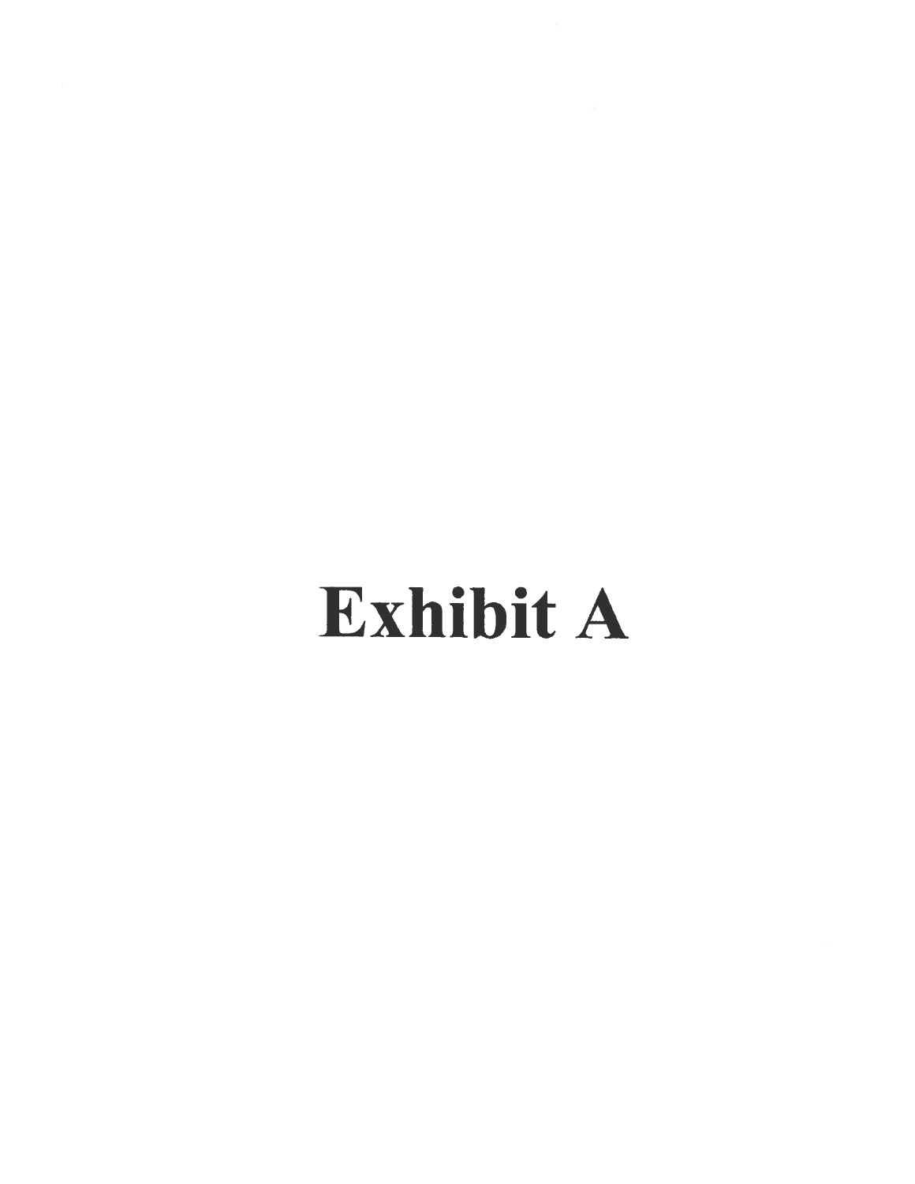# Exhibit A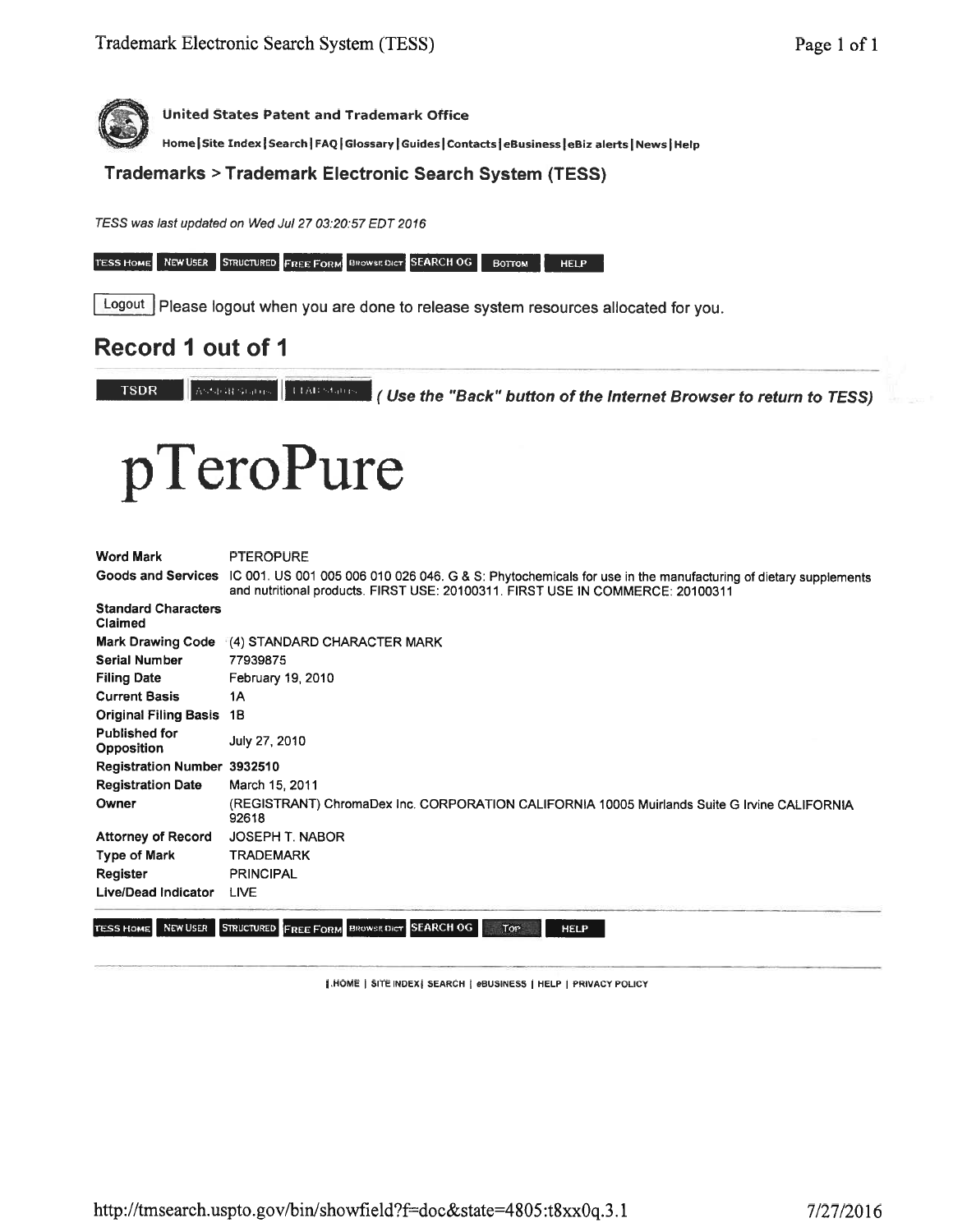**United States Patent and Trademark Office**

Home | Site Index | Search | FAQ | Glossary | Guides | Contacts | eBusiness | eBiz alerts | News | Help

## Trademarks > Trademark Electronic Search System (TESS)

*TESS was last updated on Wed Jul 27 03:20:57 EDT 2016*

TESS HOME | NEW USER | STRUCTURED | FREE FORM | BROWSE DICT | SEARCH OG | BOTTOM | HELP

Logout | Please logout when you are done to release system resources allocated for you.

## Record 1 out of 1

TSDR | ASSIGN Status | TTAB Status | ***( Use the "Back" button of the Internet Browser to return to TESS)***

# pTeroPure

| | |
|---|---|
| **Word Mark** | PTEROPURE |
| **Goods and Services** | IC 001. US 001 005 006 010 026 046. G & S: Phytochemicals for use in the manufacturing of dietary supplements and nutritional products. FIRST USE: 20100311. FIRST USE IN COMMERCE: 20100311 |
| **Standard Characters Claimed** | |
| **Mark Drawing Code** | (4) STANDARD CHARACTER MARK |
| **Serial Number** | 77939875 |
| **Filing Date** | February 19, 2010 |
| **Current Basis** | 1A |
| **Original Filing Basis** | 1B |
| **Published for Opposition** | July 27, 2010 |
| **Registration Number** | 3932510 |
| **Registration Date** | March 15, 2011 |
| **Owner** | (REGISTRANT) ChromaDex Inc. CORPORATION CALIFORNIA 10005 Muirlands Suite G Irvine CALIFORNIA 92618 |
| **Attorney of Record** | JOSEPH T. NABOR |
| **Type of Mark** | TRADEMARK |
| **Register** | PRINCIPAL |
| **Live/Dead Indicator** | LIVE |

TESS HOME | NEW USER | STRUCTURED | FREE FORM | BROWSE DICT | SEARCH OG | TOP | HELP

| HOME | SITE INDEX | SEARCH | eBUSINESS | HELP | PRIVACY POLICY

http://tmsearch.uspto.gov/bin/showfield?f=doc&state=4805:t8xx0q.3.1 7/27/2016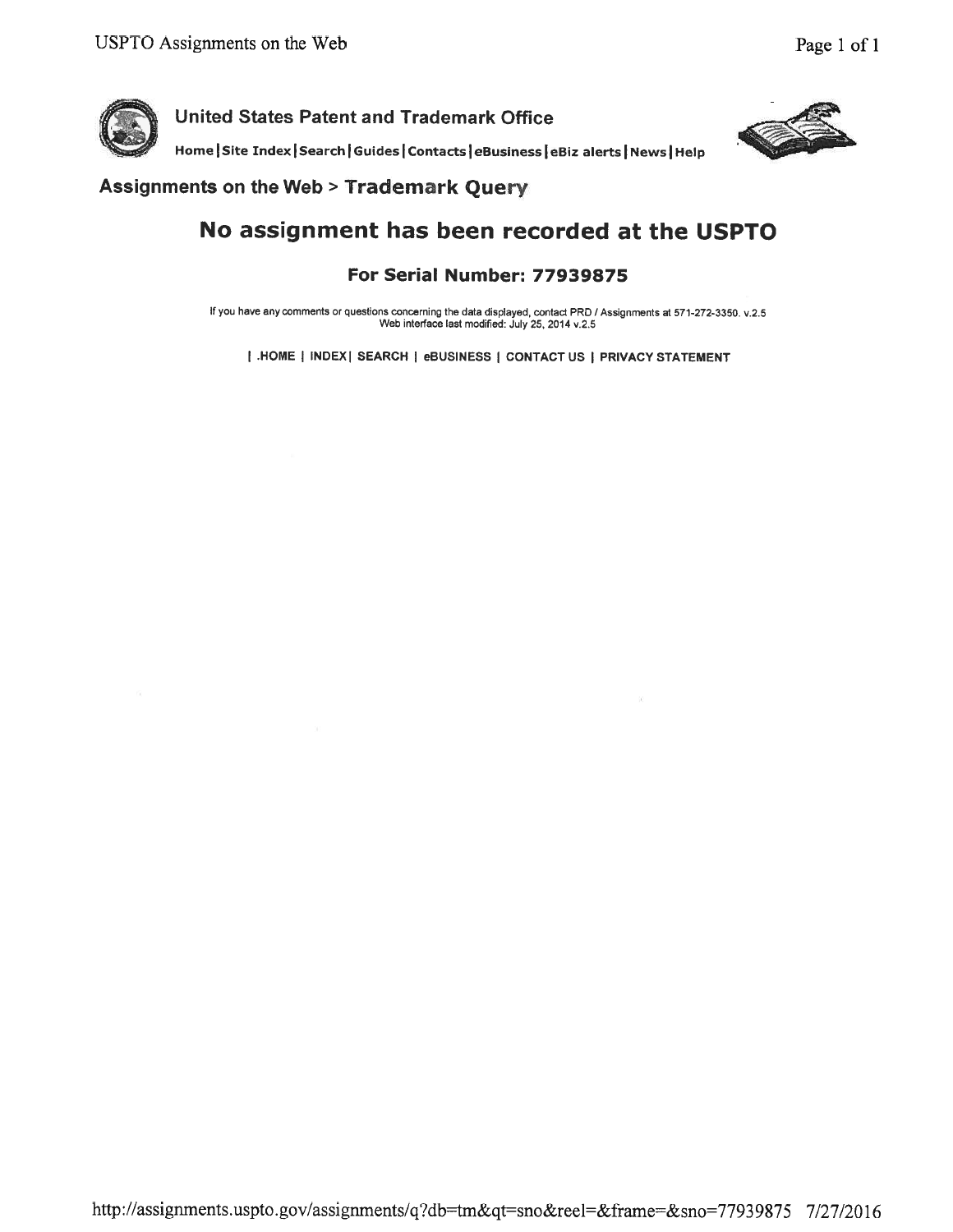**United States Patent and Trademark Office**

Home | Site Index | Search | Guides | Contacts | eBusiness | eBiz alerts | News | Help

## Assignments on the Web > Trademark Query

# No assignment has been recorded at the USPTO

## For Serial Number: 77939875

If you have any comments or questions concerning the data displayed, contact PRD / Assignments at 571-272-3350. v.2.5
Web interface last modified: July 25, 2014 v.2.5

| .HOME | INDEX | SEARCH | eBUSINESS | CONTACT US | PRIVACY STATEMENT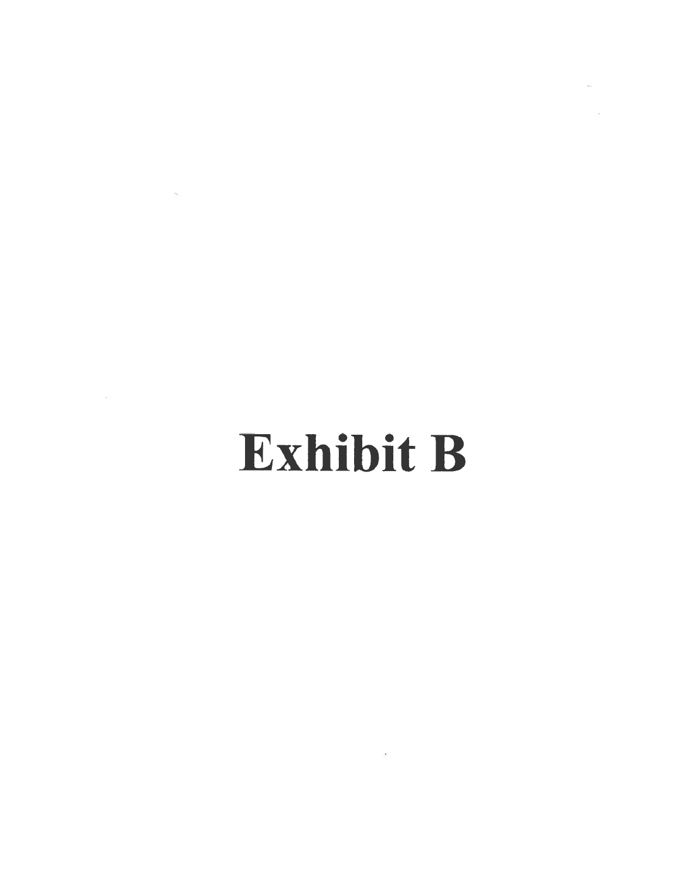# Exhibit B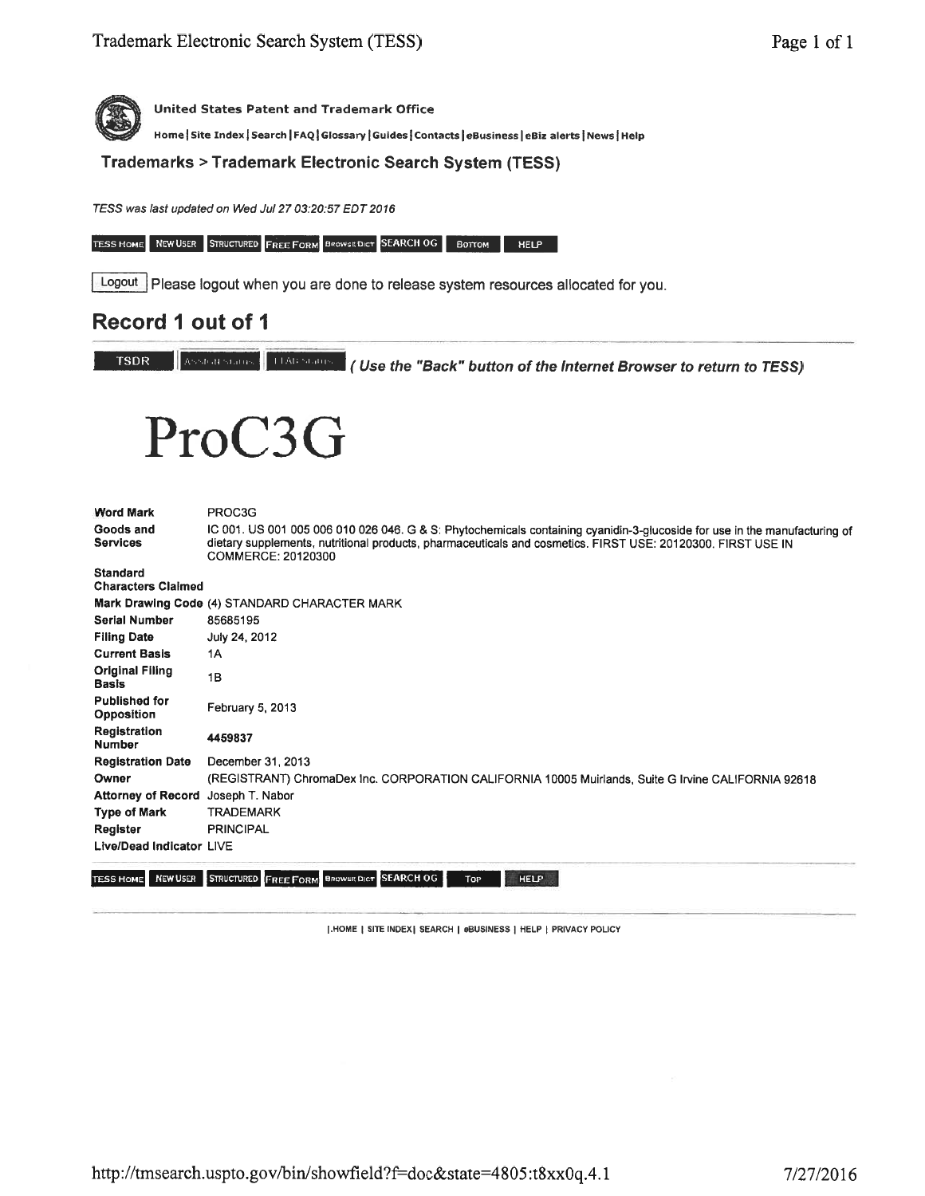**United States Patent and Trademark Office**

Home | Site Index | Search | FAQ | Glossary | Guides | Contacts | eBusiness | eBiz alerts | News | Help

**Trademarks > Trademark Electronic Search System (TESS)**

*TESS was last updated on Wed Jul 27 03:20:57 EDT 2016*

TESS HOME | NEW USER | STRUCTURED | FREE FORM | BROWSE DICT | SEARCH OG | BOTTOM | HELP

Logout Please logout when you are done to release system resources allocated for you.

## Record 1 out of 1

TSDR | ASSIGN Status | TTAB Status ***( Use the "Back" button of the Internet Browser to return to TESS)***

# ProC3G

| | |
|---|---|
| **Word Mark** | PROC3G |
| **Goods and Services** | IC 001. US 001 005 006 010 026 046. G & S: Phytochemicals containing cyanidin-3-glucoside for use in the manufacturing of dietary supplements, nutritional products, pharmaceuticals and cosmetics. FIRST USE: 20120300. FIRST USE IN COMMERCE: 20120300 |
| **Standard Characters Claimed** | |
| **Mark Drawing Code** | (4) STANDARD CHARACTER MARK |
| **Serial Number** | 85685195 |
| **Filing Date** | July 24, 2012 |
| **Current Basis** | 1A |
| **Original Filing Basis** | 1B |
| **Published for Opposition** | February 5, 2013 |
| **Registration Number** | 4459837 |
| **Registration Date** | December 31, 2013 |
| **Owner** | (REGISTRANT) ChromaDex Inc. CORPORATION CALIFORNIA 10005 Muirlands, Suite G Irvine CALIFORNIA 92618 |
| **Attorney of Record** | Joseph T. Nabor |
| **Type of Mark** | TRADEMARK |
| **Register** | PRINCIPAL |
| **Live/Dead Indicator** | LIVE |

TESS HOME | NEW USER | STRUCTURED | FREE FORM | BROWSE DICT | SEARCH OG | TOP | HELP

|.HOME | SITE INDEX| SEARCH | eBUSINESS | HELP | PRIVACY POLICY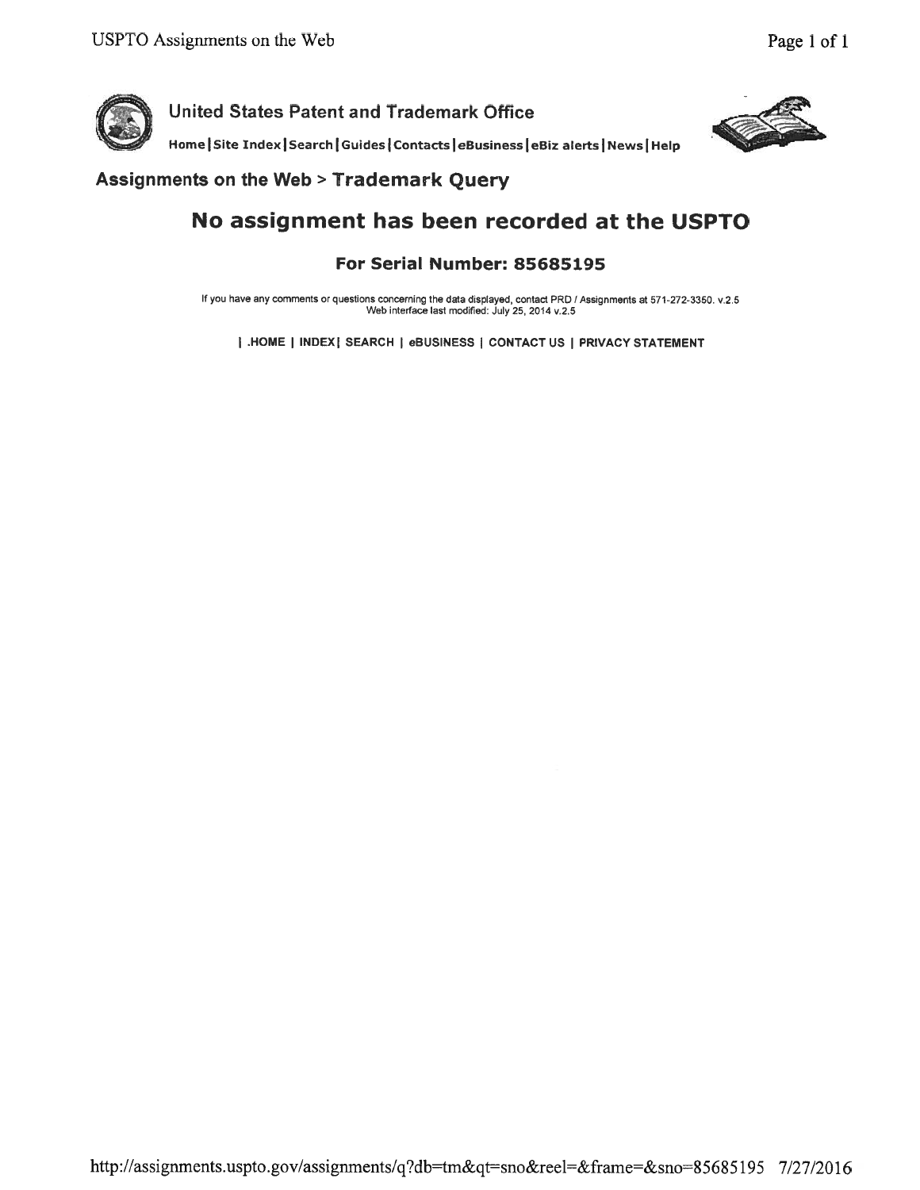United States Patent and Trademark Office

Home | Site Index | Search | Guides | Contacts | eBusiness | eBiz alerts | News | Help

**Assignments on the Web > Trademark Query**

## No assignment has been recorded at the USPTO

### For Serial Number: 85685195

If you have any comments or questions concerning the data displayed, contact PRD / Assignments at 571-272-3350. v.2.5
Web interface last modified: July 25, 2014 v.2.5

| .HOME | INDEX | SEARCH | eBUSINESS | CONTACT US | PRIVACY STATEMENT